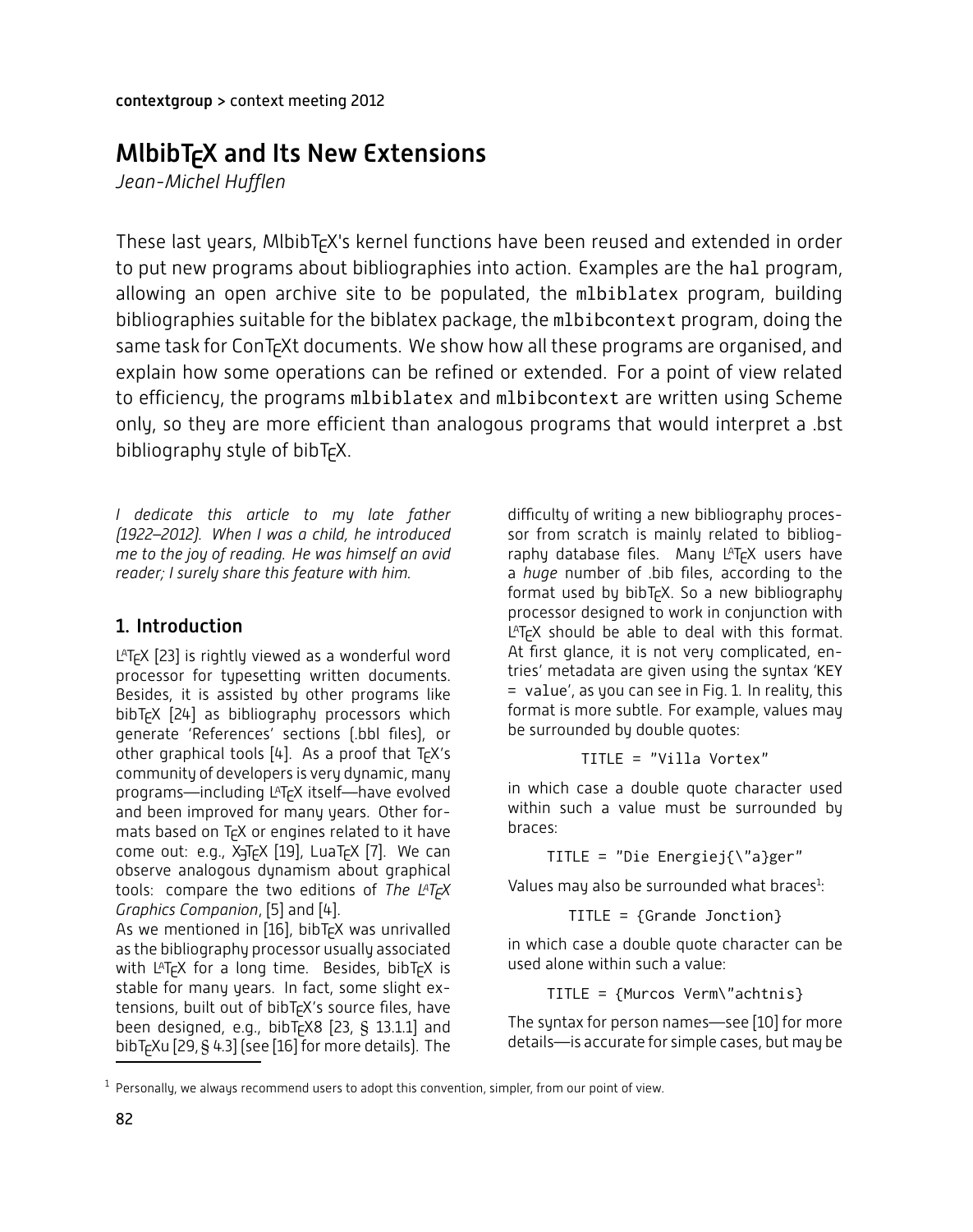# MlbibTEX and Its New Extensions

*Jean-Michel Hufflen*

These last years, MlbibTEX's kernel functions have been reused and extended in order to put new programs about bibliographies into action. Examples are the hal program, allowing an open archive site to be populated, the mlbiblatex program, building bibliographies suitable for the biblatex package, the mlbibcontext program, doing the same task for ConTEXt documents. We show how all these programs are organised, and explain how some operations can be refined or extended. For a point of view related to efficiency, the programs mlbiblatex and mlbibcontext are written using Scheme only, so they are more efficient than analogous programs that would interpret a .bst bibliography style of bibTEX.

*I dedicate this article to my late father (1922–2012). When I was a child, he introduced me to the joy of reading. He was himself an avid reader; I surely share this feature with him.*

## 1. Introduction

LATEX [23] is rightly viewed as a wonderful word processor for typesetting written documents. Besides, it is assisted by other programs like bibTEX [24] as bibliography processors which generate 'References' sections (.bbl files), or other graphical tools [4]. As a proof that TEX's community of developers is very dynamic, many programs—including LATEX itself—have evolved and been improved for many years. Other formats based on TEX or engines related to it have come out: e.g., XƎTEX [19], LuaTEX [7]. We can observe analogous dynamism about graphical tools: compare the two editions of *The LATEX Graphics Companion*, [5] and [4].

As we mentioned in [16], bibTEX was unrivalled as the bibliography processor usually associated with LATEX for a long time. Besides, bibTEX is stable for many years. In fact, some slight extensions, built out of bibTEX's source files, have been designed, e.g., bibTEX8 [23, § 13.1.1] and bibTEXu [29, § 4.3] (see [16] for more details). The difficulty of writing a new bibliography processor from scratch is mainly related to bibliography database files. Many LATEX users have a *huge* number of .bib files, according to the format used by bibTEX. So a new bibliography processor designed to work in conjunction with LATEX should be able to deal with this format. At first glance, it is not very complicated, entries' metadata are given using the syntax 'KEY = value', as you can see in Fig. 1. In reality, this format is more subtle. For example, values may be surrounded by double quotes:

```
TITLE = "Villa Vortex"
```

in which case a double quote character used within such a value must be surrounded by braces:

```
TITLE = "Die Energiej{\"a}ger"
```

Values may also be surrounded what braces[1]:

```
TITLE = {Grande Jonction}
```

in which case a double quote character can be used alone within such a value:

```
TITLE = {Murcos Verm\"achtnis}
```

The syntax for person names—see [10] for more details—is accurate for simple cases, but may be

[1] Personally, we always recommend users to adopt this convention, simpler, from our point of view.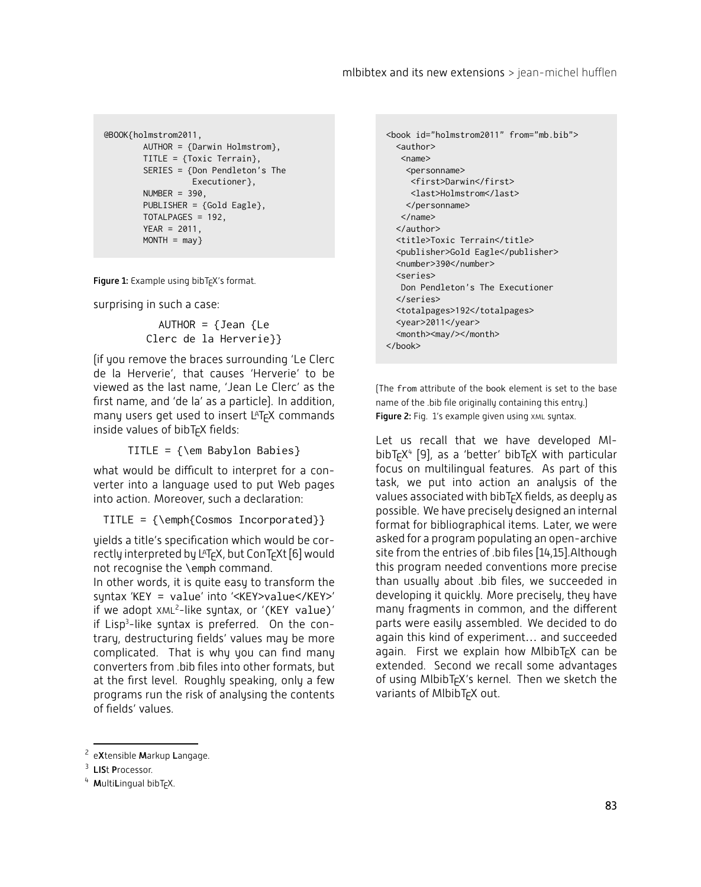```
@BOOK{holmstrom2011,
        AUTHOR = {Darwin Holmstrom},
        TITLE = {Toxic Terrain},
        SERIES = {Don Pendleton's The
                  Executioner},
        NUMBER = 390,
        PUBLISHER = {Gold Eagle},
        TOTALPAGES = 192,
        YEAR = 2011,
        MONTH = may}
```

**Figure 1:** Example using bibTEX's format.

surprising in such a case:

```
AUTHOR = {Jean {Le
Clerc de la Herverie}}
```

(if you remove the braces surrounding 'Le Clerc de la Herverie', that causes 'Herverie' to be viewed as the last name, 'Jean Le Clerc' as the first name, and 'de la' as a particle). In addition, many users get used to insert LATEX commands inside values of bibTEX fields:

```
TITLE = {\em Babylon Babies}
```

what would be difficult to interpret for a converter into a language used to put Web pages into action. Moreover, such a declaration:

```
TITLE = {\emph{Cosmos Incorporated}}
```

yields a title's specification which would be correctly interpreted by LATEX, but ConTEXt [6] would not recognise the `\emph` command.

In other words, it is quite easy to transform the syntax '`KEY = value`' into '`<KEY>value</KEY>`' if we adopt XML[2]-like syntax, or '`(KEY value)`' if Lisp[3]-like syntax is preferred. On the contrary, destructuring fields' values may be more complicated. That is why you can find many converters from .bib files into other formats, but at the first level. Roughly speaking, only a few programs run the risk of analysing the contents of fields' values.

```
<book id="holmstrom2011" from="mb.bib">
  <author>
   <name>
    <personname>
     <first>Darwin</first>
     <last>Holmstrom</last>
    </personname>
   </name>
  </author>
  <title>Toxic Terrain</title>
  <publisher>Gold Eagle</publisher>
  <number>390</number>
  <series>
   Don Pendleton's The Executioner
  </series>
  <totalpages>192</totalpages>
  <year>2011</year>
  <month><may/></month>
</book>
```

(The `from` attribute of the book element is set to the base name of the .bib file originally containing this entry.)
**Figure 2:** Fig. 1's example given using XML syntax.

Let us recall that we have developed MlbibTEX[4] [9], as a 'better' bibTEX with particular focus on multilingual features. As part of this task, we put into action an analysis of the values associated with bibTEX fields, as deeply as possible. We have precisely designed an internal format for bibliographical items. Later, we were asked for a program populating an open-archive site from the entries of .bib files [14,15].Although this program needed conventions more precise than usually about .bib files, we succeeded in developing it quickly. More precisely, they have many fragments in common, and the different parts were easily assembled. We decided to do again this kind of experiment… and succeeded again. First we explain how MlbibTEX can be extended. Second we recall some advantages of using MlbibTEX's kernel. Then we sketch the variants of MlbibTEX out.

---

[2] e**X**tensible **M**arkup **L**angage.

[3] **LIS**t **P**rocessor.

[4] **M**ulti**L**ingual bibTEX.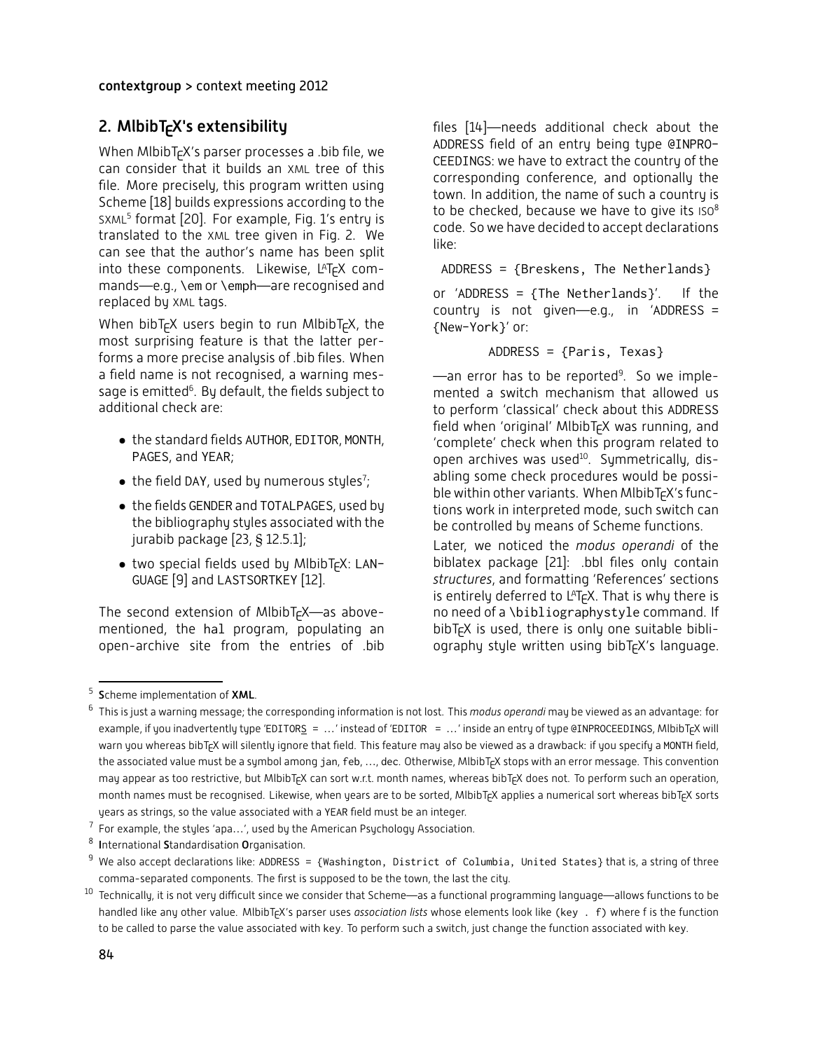## 2. MlbibTEX's extensibility

When MlbibTEX's parser processes a .bib file, we can consider that it builds an XML tree of this file. More precisely, this program written using Scheme [18] builds expressions according to the SXML[5] format [20]. For example, Fig. 1's entry is translated to the XML tree given in Fig. 2. We can see that the author's name has been split into these components. Likewise, LATEX commands—e.g., \em or \emph—are recognised and replaced by XML tags.

When bibTEX users begin to run MlbibTEX, the most surprising feature is that the latter performs a more precise analysis of .bib files. When a field name is not recognised, a warning message is emitted[6]. By default, the fields subject to additional check are:

- the standard fields AUTHOR, EDITOR, MONTH, PAGES, and YEAR;
- the field DAY, used by numerous styles[7];
- the fields GENDER and TOTALPAGES, used by the bibliography styles associated with the jurabib package [23, § 12.5.1];
- two special fields used by MlbibTEX: LANGUAGE [9] and LASTSORTKEY [12].

The second extension of MlbibTEX—as above-mentioned, the hal program, populating an open-archive site from the entries of .bib files [14]—needs additional check about the ADDRESS field of an entry being type @INPROCEEDINGS: we have to extract the country of the corresponding conference, and optionally the town. In addition, the name of such a country is to be checked, because we have to give its ISO[8] code. So we have decided to accept declarations like:

```
ADDRESS = {Breskens, The Netherlands}
```

or 'ADDRESS = {The Netherlands}'. If the country is not given—e.g., in 'ADDRESS = {New-York}' or:

```
ADDRESS = {Paris, Texas}
```

—an error has to be reported[9]. So we implemented a switch mechanism that allowed us to perform 'classical' check about this ADDRESS field when 'original' MlbibTEX was running, and 'complete' check when this program related to open archives was used[10]. Symmetrically, disabling some check procedures would be possible within other variants. When MlbibTEX's functions work in interpreted mode, such switch can be controlled by means of Scheme functions.

Later, we noticed the *modus operandi* of the biblatex package [21]: .bbl files only contain *structures*, and formatting 'References' sections is entirely deferred to LATEX. That is why there is no need of a \bibliographystyle command. If bibTEX is used, there is only one suitable bibliography style written using bibTEX's language.

---

[5] **S**cheme implementation of **XML**.

[6] This is just a warning message; the corresponding information is not lost. This *modus operandi* may be viewed as an advantage: for example, if you inadvertently type 'EDITORS = ...' instead of 'EDITOR = ...' inside an entry of type @INPROCEEDINGS, MlbibTEX will warn you whereas bibTEX will silently ignore that field. This feature may also be viewed as a drawback: if you specify a MONTH field, the associated value must be a symbol among jan, feb, ..., dec. Otherwise, MlbibTEX stops with an error message. This convention may appear as too restrictive, but MlbibTEX can sort w.r.t. month names, whereas bibTEX does not. To perform such an operation, month names must be recognised. Likewise, when years are to be sorted, MlbibTEX applies a numerical sort whereas bibTEX sorts years as strings, so the value associated with a YEAR field must be an integer.

[7] For example, the styles 'apa...', used by the American Psychology Association.

[8] **I**nternational **S**tandardisation **O**rganisation.

[9] We also accept declarations like: ADDRESS = {Washington, District of Columbia, United States} that is, a string of three comma-separated components. The first is supposed to be the town, the last the city.

[10] Technically, it is not very difficult since we consider that Scheme—as a functional programming language—allows functions to be handled like any other value. MlbibTEX's parser uses *association lists* whose elements look like (key . f) where f is the function to be called to parse the value associated with key. To perform such a switch, just change the function associated with key.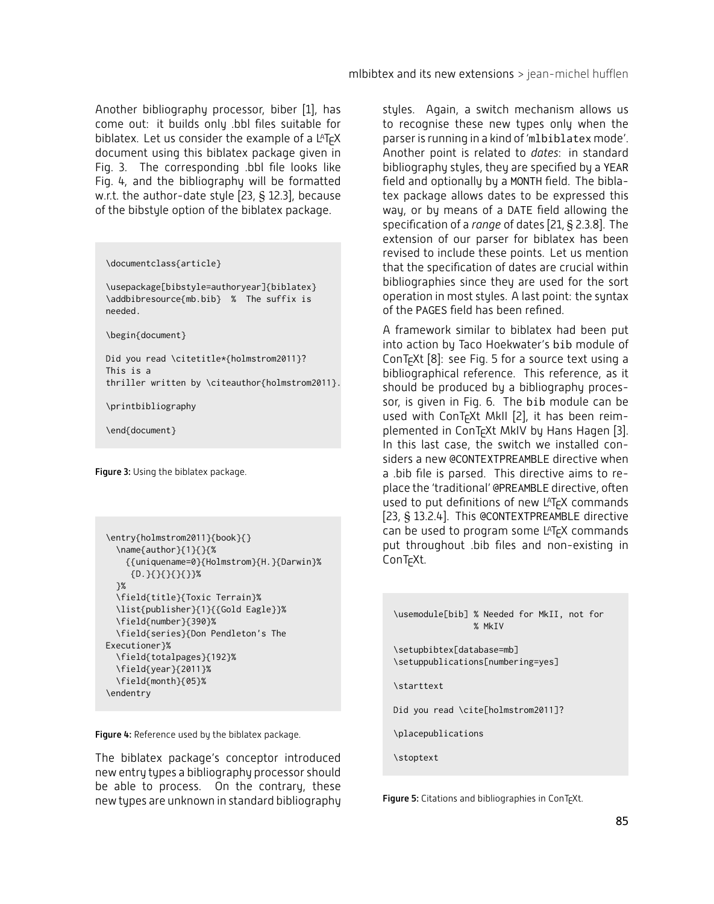Another bibliography processor, biber [1], has come out: it builds only .bbl files suitable for biblatex. Let us consider the example of a LaTeX document using this biblatex package given in Fig. 3. The corresponding .bbl file looks like Fig. 4, and the bibliography will be formatted w.r.t. the author-date style [23, § 12.3], because of the bibstyle option of the biblatex package.

```
\documentclass{article}

\usepackage[bibstyle=authoryear]{biblatex}
\addbibresource{mb.bib}  %  The suffix is
needed.

\begin{document}

Did you read \citetitle*{holmstrom2011}?
This is a
thriller written by \citeauthor{holmstrom2011}.

\printbibliography

\end{document}
```

**Figure 3:** Using the biblatex package.

```
\entry{holmstrom2011}{book}{}
  \name{author}{1}{}{%
    {{uniquename=0}{Holmstrom}{H.}{Darwin}%
     {D.}{}{}{}{}}%
  }%
  \field{title}{Toxic Terrain}%
  \list{publisher}{1}{{Gold Eagle}}%
  \field{number}{390}%
  \field{series}{Don Pendleton's The
Executioner}%
  \field{totalpages}{192}%
  \field{year}{2011}%
  \field{month}{05}%
\endentry
```

**Figure 4:** Reference used by the biblatex package.

The biblatex package's conceptor introduced new entry types a bibliography processor should be able to process. On the contrary, these new types are unknown in standard bibliography styles. Again, a switch mechanism allows us to recognise these new types only when the parser is running in a kind of 'mlbiblatex mode'. Another point is related to *dates*: in standard bibliography styles, they are specified by a YEAR field and optionally by a MONTH field. The biblatex package allows dates to be expressed this way, or by means of a DATE field allowing the specification of a *range* of dates [21, § 2.3.8]. The extension of our parser for biblatex has been revised to include these points. Let us mention that the specification of dates are crucial within bibliographies since they are used for the sort operation in most styles. A last point: the syntax of the PAGES field has been refined.

A framework similar to biblatex had been put into action by Taco Hoekwater's bib module of ConTEXt [8]: see Fig. 5 for a source text using a bibliographical reference. This reference, as it should be produced by a bibliography processor, is given in Fig. 6. The bib module can be used with ConTEXt MkII [2], it has been reimplemented in ConTEXt MkIV by Hans Hagen [3]. In this last case, the switch we installed considers a new @CONTEXTPREAMBLE directive when a .bib file is parsed. This directive aims to replace the 'traditional' @PREAMBLE directive, often used to put definitions of new LaTeX commands [23, § 13.2.4]. This @CONTEXTPREAMBLE directive can be used to program some LaTeX commands put throughout .bib files and non-existing in ConTEXt.

```
\usemodule[bib] % Needed for MkII, not for
                % MkIV

\setupbibtex[database=mb]
\setuppublications[numbering=yes]

\starttext

Did you read \cite[holmstrom2011]?

\placepublications

\stoptext
```

**Figure 5:** Citations and bibliographies in ConTEXt.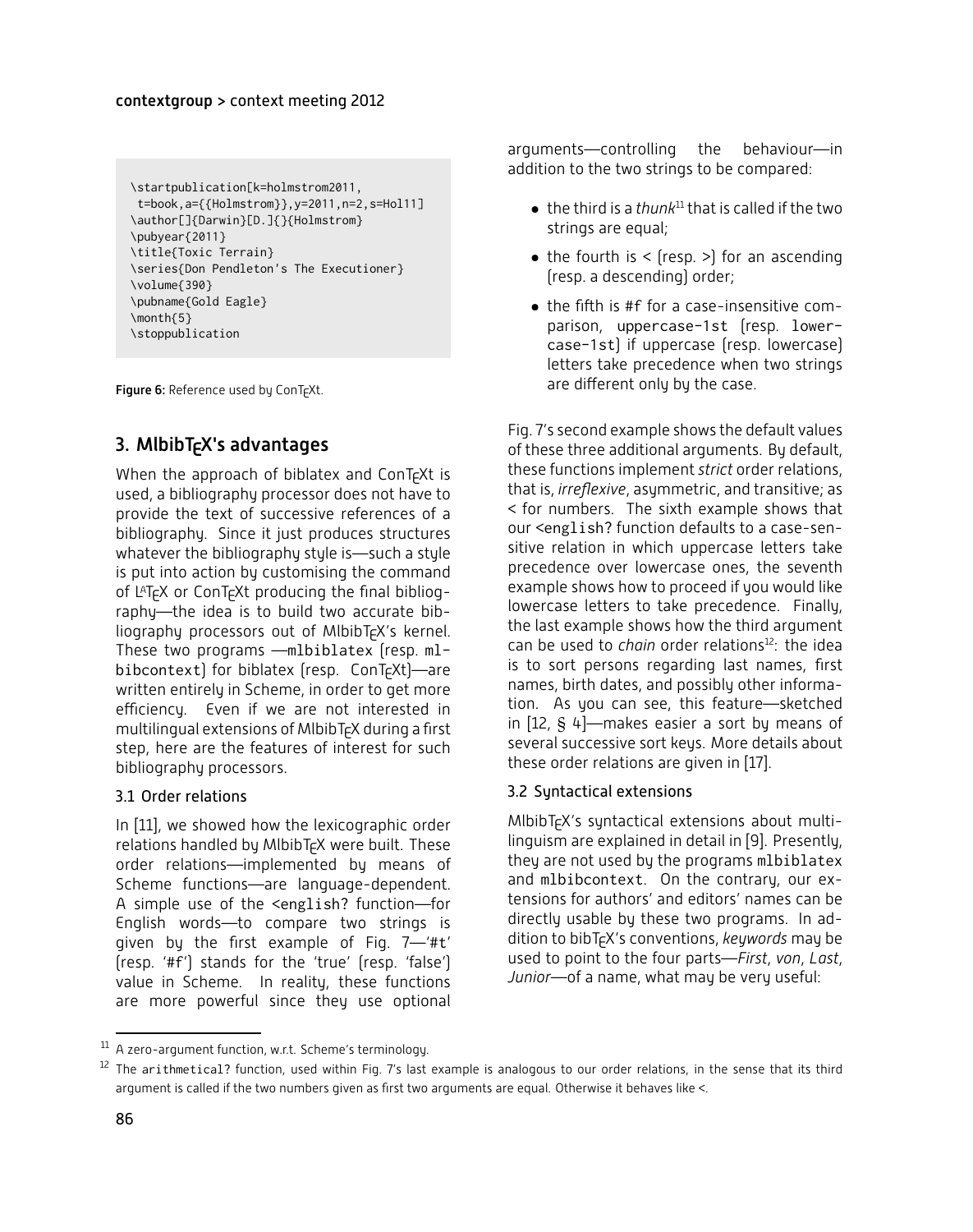```
\startpublication[k=holmstrom2011,
 t=book,a={{Holmstrom}},y=2011,n=2,s=Hol11]
\author[]{Darwin}[D.]{}{Holmstrom}
\pubyear{2011}
\title{Toxic Terrain}
\series{Don Pendleton's The Executioner}
\volume{390}
\pubname{Gold Eagle}
\month{5}
\stoppublication
```

**Figure 6:** Reference used by ConTEXt.

## 3. MlbibTEX's advantages

When the approach of biblatex and ConTEXt is used, a bibliography processor does not have to provide the text of successive references of a bibliography. Since it just produces structures whatever the bibliography style is—such a style is put into action by customising the command of LATEX or ConTEXt producing the final bibliography—the idea is to build two accurate bibliography processors out of MlbibTEX's kernel. These two programs —mlbiblatex (resp. mlbibcontext) for biblatex (resp. ConTEXt)—are written entirely in Scheme, in order to get more efficiency. Even if we are not interested in multilingual extensions of MlbibTEX during a first step, here are the features of interest for such bibliography processors.

### 3.1 Order relations

In [11], we showed how the lexicographic order relations handled by MlbibTEX were built. These order relations—implemented by means of Scheme functions—are language-dependent. A simple use of the <english? function—for English words—to compare two strings is given by the first example of Fig. 7—'#t' (resp. '#f') stands for the 'true' (resp. 'false') value in Scheme. In reality, these functions are more powerful since they use optional arguments—controlling the behaviour—in addition to the two strings to be compared:

- the third is a *thunk*[11] that is called if the two strings are equal;
- the fourth is < (resp. >) for an ascending (resp. a descending) order;
- the fifth is #f for a case-insensitive comparison, uppercase-1st (resp. lowercase-1st) if uppercase (resp. lowercase) letters take precedence when two strings are different only by the case.

Fig. 7's second example shows the default values of these three additional arguments. By default, these functions implement *strict* order relations, that is, *irreflexive*, asymmetric, and transitive; as < for numbers. The sixth example shows that our <english? function defaults to a case-sensitive relation in which uppercase letters take precedence over lowercase ones, the seventh example shows how to proceed if you would like lowercase letters to take precedence. Finally, the last example shows how the third argument can be used to *chain* order relations[12]: the idea is to sort persons regarding last names, first names, birth dates, and possibly other information. As you can see, this feature—sketched in [12, § 4]—makes easier a sort by means of several successive sort keys. More details about these order relations are given in [17].

### 3.2 Syntactical extensions

MlbibTEX's syntactical extensions about multilinguism are explained in detail in [9]. Presently, they are not used by the programs mlbiblatex and mlbibcontext. On the contrary, our extensions for authors' and editors' names can be directly usable by these two programs. In addition to bibTEX's conventions, *keywords* may be used to point to the four parts—*First*, *von*, *Last*, *Junior*—of a name, what may be very useful:

---

[11] A zero-argument function, w.r.t. Scheme's terminology.

[12] The arithmetical? function, used within Fig. 7's last example is analogous to our order relations, in the sense that its third argument is called if the two numbers given as first two arguments are equal. Otherwise it behaves like <.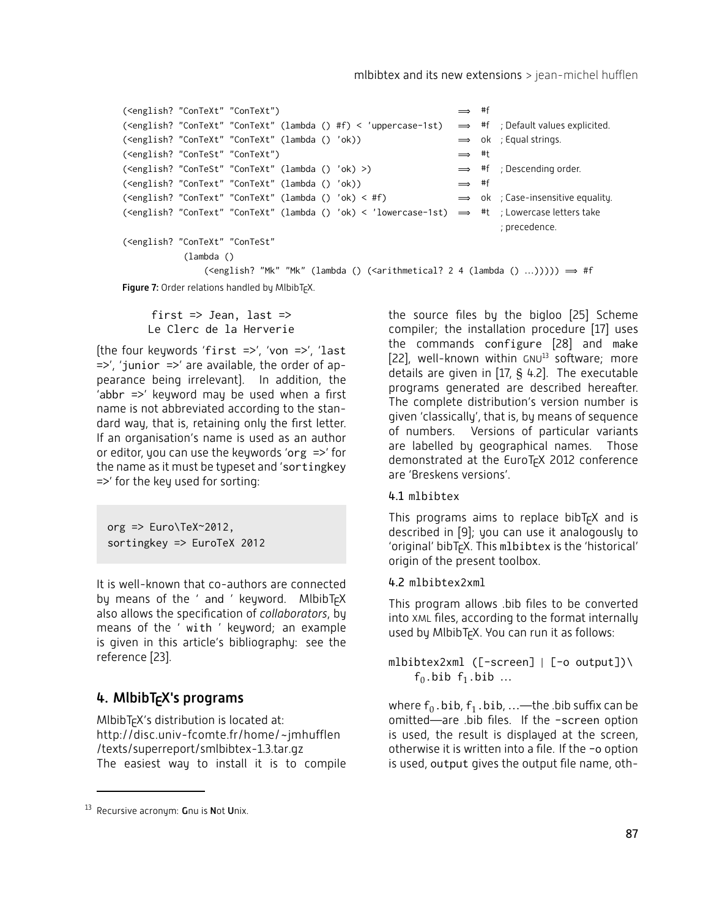```
(<english? "ConTeXt" "ConTeXt")                                          ⟹  #f
(<english? "ConTeXt" "ConTeXt" (lambda () #f) < 'uppercase-1st)          ⟹  #f   ; Default values explicited.
(<english? "ConTeXt" "ConTeXt" (lambda () 'ok))                          ⟹  ok   ; Equal strings.
(<english? "ConTeSt" "ConTeXt")                                          ⟹  #t
(<english? "ConTeSt" "ConTeXt" (lambda () 'ok) >)                        ⟹  #f   ; Descending order.
(<english? "ConText" "ConTeXt" (lambda () 'ok))                          ⟹  #f
(<english? "ConText" "ConTeXt" (lambda () 'ok) < #f)                     ⟹  ok   ; Case-insensitive equality.
(<english? "ConText" "ConTeXt" (lambda () 'ok) < 'lowercase-1st)         ⟹  #t   ; Lowercase letters take
                                                                                 ; precedence.
(<english? "ConTeXt" "ConTeSt"
           (lambda ()
              (<english? "Mk" "Mk" (lambda () (<arithmetical? 2 4 (lambda () ...))))) ⟹ #f
```

**Figure 7:** Order relations handled by MlbibTEX.

```
first => Jean, last =>
Le Clerc de la Herverie
```

(the four keywords 'first =>', 'von =>', 'last =>', 'junior =>' are available, the order of appearance being irrelevant). In addition, the 'abbr =>' keyword may be used when a first name is not abbreviated according to the standard way, that is, retaining only the first letter. If an organisation's name is used as an author or editor, you can use the keywords 'org =>' for the name as it must be typeset and 'sortingkey =>' for the key used for sorting:

```
org => Euro\TeX~2012,
sortingkey => EuroTeX 2012
```

It is well-known that co-authors are connected by means of the ' and ' keyword. MlbibTEX also allows the specification of *collaborators*, by means of the ' with ' keyword; an example is given in this article's bibliography: see the reference [23].

## 4. MlbibTEX's programs

MlbibTEX's distribution is located at:
http://disc.univ-fcomte.fr/home/~jmhufflen/texts/superreport/smlbibtex-1.3.tar.gz
The easiest way to install it is to compile the source files by the bigloo [25] Scheme compiler; the installation procedure [17] uses the commands configure [28] and make [22], well-known within GNU[13] software; more details are given in [17, § 4.2]. The executable programs generated are described hereafter. The complete distribution's version number is given 'classically', that is, by means of sequence of numbers. Versions of particular variants are labelled by geographical names. Those demonstrated at the EuroTEX 2012 conference are 'Breskens versions'.

### 4.1 mlbibtex

This programs aims to replace bibTEX and is described in [9]; you can use it analogously to 'original' bibTEX. This mlbibtex is the 'historical' origin of the present toolbox.

### 4.2 mlbibtex2xml

This program allows .bib files to be converted into XML files, according to the format internally used by MlbibTEX. You can run it as follows:

```
mlbibtex2xml ([-screen] | [-o output])\
    f0.bib f1.bib ...
```

where $f_0$.bib, $f_1$.bib, ...—the .bib suffix can be omitted—are .bib files. If the -screen option is used, the result is displayed at the screen, otherwise it is written into a file. If the -o option is used, output gives the output file name, oth-

[13] Recursive acronym: **G**nu is **N**ot **U**nix.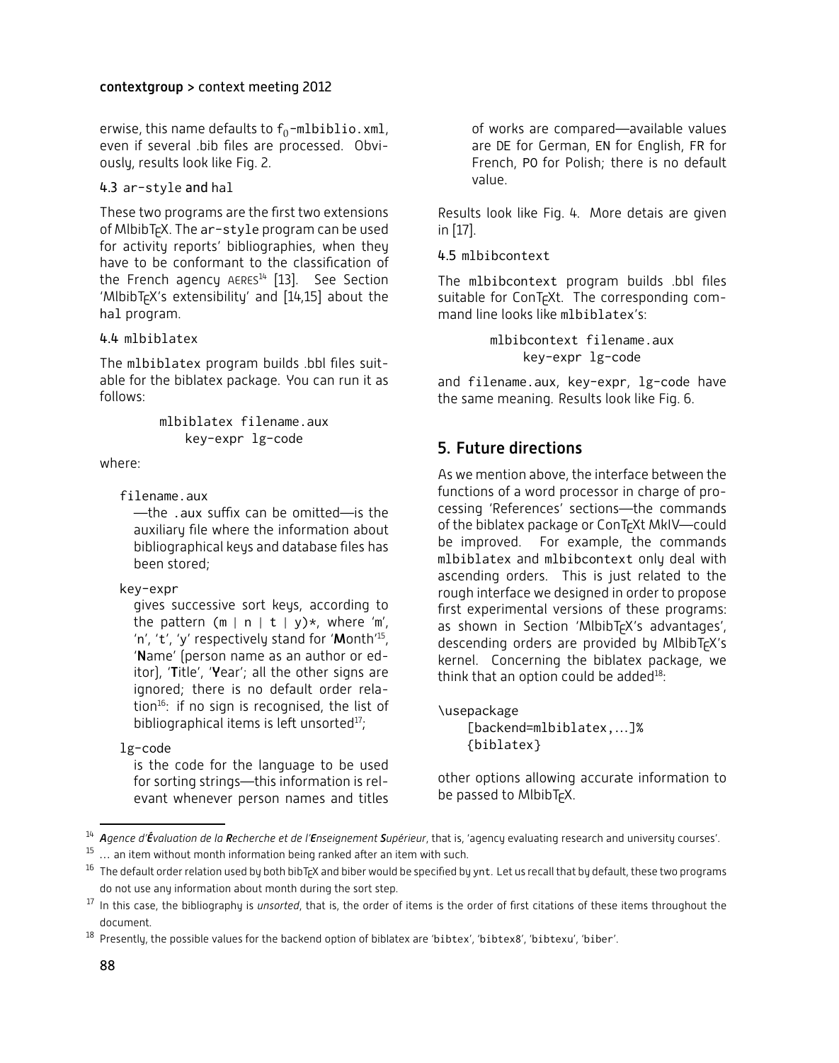erwise, this name defaults to $f_0$-mlbiblio.xml, even if several .bib files are processed. Obviously, results look like Fig. 2.

### 4.3 ar-style and hal

These two programs are the first two extensions of MlbibTEX. The ar-style program can be used for activity reports' bibliographies, when they have to be conformant to the classification of the French agency AERES[14] [13]. See Section 'MlbibTEX's extensibility' and [14,15] about the hal program.

### 4.4 mlbiblatex

The mlbiblatex program builds .bbl files suitable for the biblatex package. You can run it as follows:

```
mlbiblatex filename.aux
    key-expr lg-code
```

where:

filename.aux
: —the .aux suffix can be omitted—is the auxiliary file where the information about bibliographical keys and database files has been stored;

key-expr
: gives successive sort keys, according to the pattern (m | n | t | y)*, where 'm', 'n', 't', 'y' respectively stand for '**M**onth'[15], '**N**ame' (person name as an author or editor), '**T**itle', '**Y**ear'; all the other signs are ignored; there is no default order relation[16]: if no sign is recognised, the list of bibliographical items is left unsorted[17];

lg-code
: is the code for the language to be used for sorting strings—this information is relevant whenever person names and titles of works are compared—available values are DE for German, EN for English, FR for French, PO for Polish; there is no default value.

Results look like Fig. 4. More detais are given in [17].

### 4.5 mlbibcontext

The mlbibcontext program builds .bbl files suitable for ConTEXt. The corresponding command line looks like mlbiblatex's:

```
mlbibcontext filename.aux
    key-expr lg-code
```

and filename.aux, key-expr, lg-code have the same meaning. Results look like Fig. 6.

## 5. Future directions

As we mention above, the interface between the functions of a word processor in charge of processing 'References' sections—the commands of the biblatex package or ConTEXt MkIV—could be improved. For example, the commands mlbiblatex and mlbibcontext only deal with ascending orders. This is just related to the rough interface we designed in order to propose first experimental versions of these programs: as shown in Section 'MlbibTEX's advantages', descending orders are provided by MlbibTEX's kernel. Concerning the biblatex package, we think that an option could be added[18]:

```
\usepackage
    [backend=mlbiblatex,...]%
    {biblatex}
```

other options allowing accurate information to be passed to MlbibTEX.

---

[14] ***A**gence d'**É**valuation de la **R**echerche et de l'**E**nseignement **S**upérieur*, that is, 'agency evaluating research and university courses'.

[15] ... an item without month information being ranked after an item with such.

[16] The default order relation used by both bibTEX and biber would be specified by ynt. Let us recall that by default, these two programs do not use any information about month during the sort step.

[17] In this case, the bibliography is *unsorted*, that is, the order of items is the order of first citations of these items throughout the document.

[18] Presently, the possible values for the backend option of biblatex are 'bibtex', 'bibtex8', 'bibtexu', 'biber'.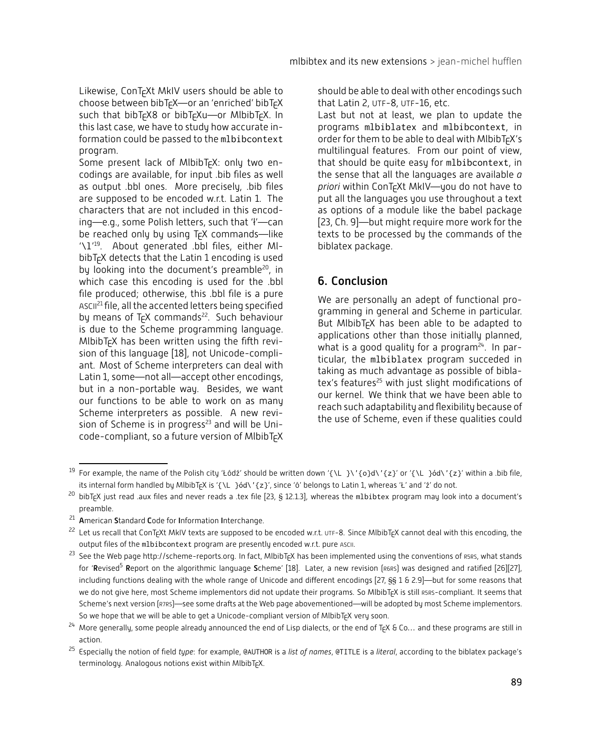Likewise, ConTEXt MkIV users should be able to choose between bibTEX—or an 'enriched' bibTEX such that bibTEX8 or bibTEXu—or MlbibTEX. In this last case, we have to study how accurate information could be passed to the `mlbibcontext` program.

Some present lack of MlbibTEX: only two encodings are available, for input .bib files as well as output .bbl ones. More precisely, .bib files are supposed to be encoded w.r.t. Latin 1. The characters that are not included in this encoding—e.g., some Polish letters, such that 'ł'—can be reached only by using TEX commands—like '`\l`'[19]. About generated .bbl files, either MlbibTEX detects that the Latin 1 encoding is used by looking into the document's preamble[20], in which case this encoding is used for the .bbl file produced; otherwise, this .bbl file is a pure ASCII[21] file, all the accented letters being specified by means of TEX commands[22]. Such behaviour is due to the Scheme programming language. MlbibTEX has been written using the fifth revision of this language [18], not Unicode-compliant. Most of Scheme interpreters can deal with Latin 1, some—not all—accept other encodings, but in a non-portable way. Besides, we want our functions to be able to work on as many Scheme interpreters as possible. A new revision of Scheme is in progress[23] and will be Unicode-compliant, so a future version of MlbibTEX should be able to deal with other encodings such that Latin 2, UTF-8, UTF-16, etc.

Last but not at least, we plan to update the programs `mlbiblatex` and `mlbibcontext`, in order for them to be able to deal with MlbibTEX's multilingual features. From our point of view, that should be quite easy for `mlbibcontext`, in the sense that all the languages are available *a priori* within ConTEXt MkIV—you do not have to put all the languages you use throughout a text as options of a module like the babel package [23, Ch. 9]—but might require more work for the texts to be processed by the commands of the biblatex package.

## 6. Conclusion

We are personally an adept of functional programming in general and Scheme in particular. But MlbibTEX has been able to be adapted to applications other than those initially planned, what is a good quality for a program[24]. In particular, the `mlbiblatex` program succeded in taking as much advantage as possible of biblatex's features[25] with just slight modifications of our kernel. We think that we have been able to reach such adaptability and flexibility because of the use of Scheme, even if these qualities could

---

[19] For example, the name of the Polish city 'Łódź' should be written down '`{\L }\'{o}d\'{z}`' or '`{\L }ód\'{z}`' within a .bib file, its internal form handled by MlbibTEX is '`{\L }ód\'{z}`', since 'ó' belongs to Latin 1, whereas 'Ł' and 'ź' do not.

[20] bibTEX just read .aux files and never reads a .tex file [23, § 12.1.3], whereas the `mlbibtex` program may look into a document's preamble.

[21] **A**merican **S**tandard **C**ode for **I**nformation **I**nterchange.

[22] Let us recall that ConTEXt MkIV texts are supposed to be encoded w.r.t. UTF-8. Since MlbibTEX cannot deal with this encoding, the output files of the `mlbibcontext` program are presently encoded w.r.t. pure ASCII.

[23] See the Web page http://scheme-reports.org. In fact, MlbibTEX has been implemented using the conventions of R5RS, what stands for '**R**evised$^5$ **R**eport on the algorithmic language **S**cheme' [18]. Later, a new revision (R6RS) was designed and ratified [26][27], including functions dealing with the whole range of Unicode and different encodings [27, §§ 1 & 2.9]—but for some reasons that we do not give here, most Scheme implementors did not update their programs. So MlbibTEX is still R5RS-compliant. It seems that Scheme's next version (R7RS)—see some drafts at the Web page abovementioned—will be adopted by most Scheme implementors. So we hope that we will be able to get a Unicode-compliant version of MlbibTEX very soon.

[24] More generally, some people already announced the end of Lisp dialects, or the end of TEX & Co... and these programs are still in action.

[25] Especially the notion of field *type*: for example, `@AUTHOR` is a *list of names*, `@TITLE` is a *literal*, according to the biblatex package's terminology. Analogous notions exist within MlbibTEX.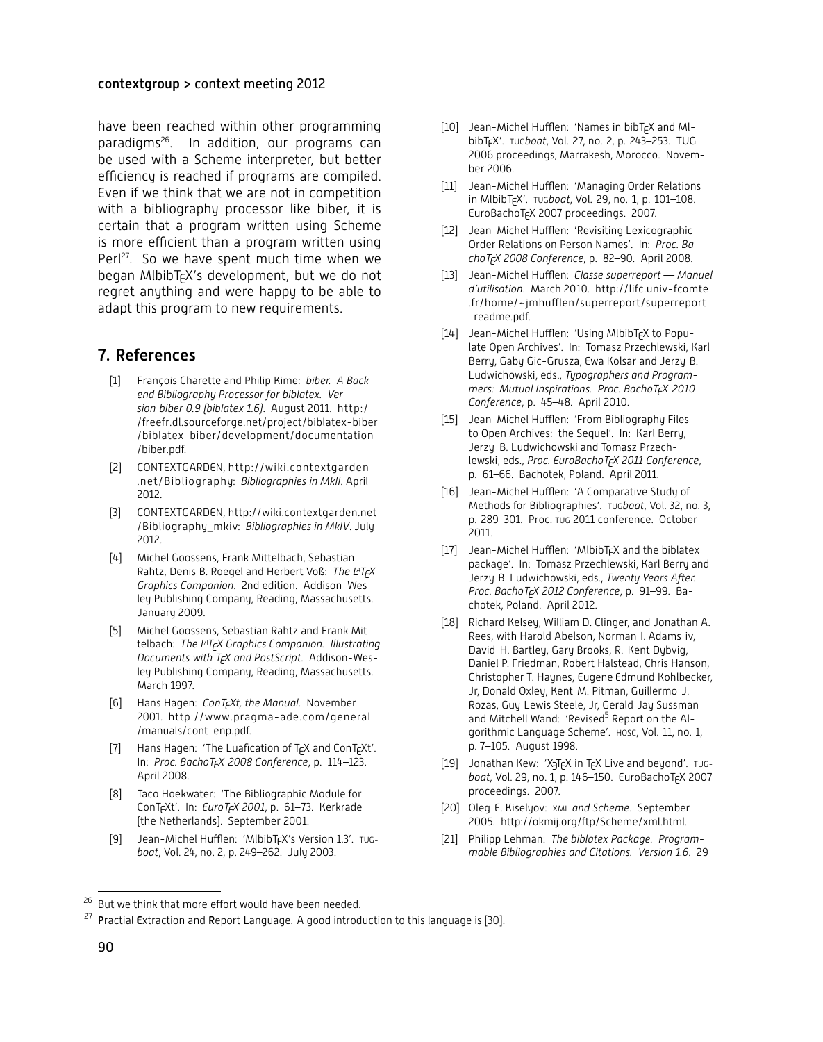have been reached within other programming paradigms[26]. In addition, our programs can be used with a Scheme interpreter, but better efficiency is reached if programs are compiled. Even if we think that we are not in competition with a bibliography processor like biber, it is certain that a program written using Scheme is more efficient than a program written using Perl[27]. So we have spent much time when we began MlbibTEX's development, but we do not regret anything and were happy to be able to adapt this program to new requirements.

## 7. References

[1] François Charette and Philip Kime: *biber. A Backend Bibliography Processor for biblatex. Version biber 0.9 (biblatex 1.6)*. August 2011. http://freefr.dl.sourceforge.net/project/biblatex-biber/biblatex-biber/development/documentation/biber.pdf.

[2] CONTEXTGARDEN, http://wiki.contextgarden.net/Bibliography: *Bibliographies in MkII*. April 2012.

[3] CONTEXTGARDEN, http://wiki.contextgarden.net/Bibliography_mkiv: *Bibliographies in MkIV*. July 2012.

[4] Michel Goossens, Frank Mittelbach, Sebastian Rahtz, Denis B. Roegel and Herbert Voß: *The LATEX Graphics Companion*. 2nd edition. Addison-Wesley Publishing Company, Reading, Massachusetts. January 2009.

[5] Michel Goossens, Sebastian Rahtz and Frank Mittelbach: *The LATEX Graphics Companion. Illustrating Documents with TEX and PostScript*. Addison-Wesley Publishing Company, Reading, Massachusetts. March 1997.

[6] Hans Hagen: *ConTEXt, the Manual*. November 2001. http://www.pragma-ade.com/general/manuals/cont-enp.pdf.

[7] Hans Hagen: 'The Luafication of TEX and ConTEXt'. In: *Proc. BachoTEX 2008 Conference*, p. 114–123. April 2008.

[8] Taco Hoekwater: 'The Bibliographic Module for ConTEXt'. In: *EuroTEX 2001*, p. 61–73. Kerkrade (the Netherlands). September 2001.

[9] Jean-Michel Hufflen: 'MlbibTEX's Version 1.3'. TUG*boat*, Vol. 24, no. 2, p. 249–262. July 2003.

[10] Jean-Michel Hufflen: 'Names in bibTEX and MlbibTEX'. TUG*boat*, Vol. 27, no. 2, p. 243–253. TUG 2006 proceedings, Marrakesh, Morocco. November 2006.

[11] Jean-Michel Hufflen: 'Managing Order Relations in MlbibTEX'. TUG*boat*, Vol. 29, no. 1, p. 101–108. EuroBachoTEX 2007 proceedings. 2007.

[12] Jean-Michel Hufflen: 'Revisiting Lexicographic Order Relations on Person Names'. In: *Proc. BachoTEX 2008 Conference*, p. 82–90. April 2008.

[13] Jean-Michel Hufflen: *Classe superreport — Manuel d'utilisation*. March 2010. http://lifc.univ-fcomte.fr/home/~jmhufflen/superreport/superreport-readme.pdf.

[14] Jean-Michel Hufflen: 'Using MlbibTEX to Populate Open Archives'. In: Tomasz Przechlewski, Karl Berry, Gaby Gic-Grusza, Ewa Kolsar and Jerzy B. Ludwichowski, eds., *Typographers and Programmers: Mutual Inspirations. Proc. BachoTEX 2010 Conference*, p. 45–48. April 2010.

[15] Jean-Michel Hufflen: 'From Bibliography Files to Open Archives: the Sequel'. In: Karl Berry, Jerzy B. Ludwichowski and Tomasz Przechlewski, eds., *Proc. EuroBachoTEX 2011 Conference*, p. 61–66. Bachotek, Poland. April 2011.

[16] Jean-Michel Hufflen: 'A Comparative Study of Methods for Bibliographies'. TUG*boat*, Vol. 32, no. 3, p. 289–301. Proc. TUG 2011 conference. October 2011.

[17] Jean-Michel Hufflen: 'MlbibTEX and the biblatex package'. In: Tomasz Przechlewski, Karl Berry and Jerzy B. Ludwichowski, eds., *Twenty Years After. Proc. BachoTEX 2012 Conference*, p. 91–99. Bachotek, Poland. April 2012.

[18] Richard Kelsey, William D. Clinger, and Jonathan A. Rees, with Harold Abelson, Norman I. Adams iv, David H. Bartley, Gary Brooks, R. Kent Dybvig, Daniel P. Friedman, Robert Halstead, Chris Hanson, Christopher T. Haynes, Eugene Edmund Kohlbecker, Jr, Donald Oxley, Kent M. Pitman, Guillermo J. Rozas, Guy Lewis Steele, Jr, Gerald Jay Sussman and Mitchell Wand: 'Revised$^5$ Report on the Algorithmic Language Scheme'. HOSC, Vol. 11, no. 1, p. 7–105. August 1998.

[19] Jonathan Kew: 'XƎTEX in TEX Live and beyond'. TUG*boat*, Vol. 29, no. 1, p. 146–150. EuroBachoTEX 2007 proceedings. 2007.

[20] Oleg E. Kiselyov: XML *and Scheme*. September 2005. http://okmij.org/ftp/Scheme/xml.html.

[21] Philipp Lehman: *The biblatex Package. Programmable Bibliographies and Citations. Version 1.6*. 29

---

[26] But we think that more effort would have been needed.

[27] **P**ractial **E**xtraction and **R**eport **L**anguage. A good introduction to this language is [30].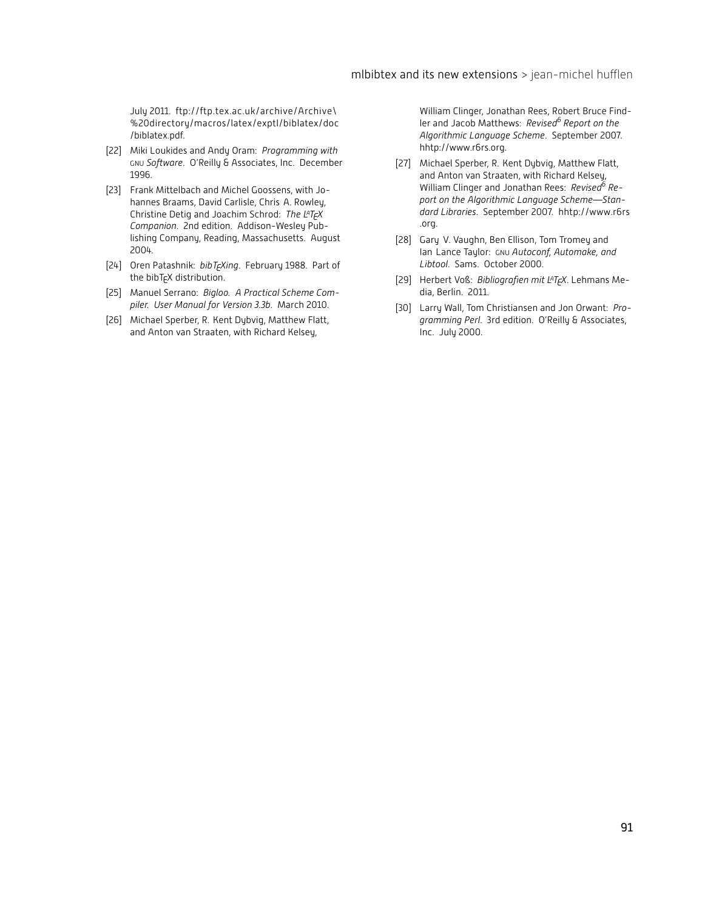July 2011. ftp://ftp.tex.ac.uk/archive/Archive\%20directory/macros/latex/exptl/biblatex/doc/biblatex.pdf.

[22] Miki Loukides and Andy Oram: *Programming with* GNU *Software*. O'Reilly & Associates, Inc. December 1996.

[23] Frank Mittelbach and Michel Goossens, with Johannes Braams, David Carlisle, Chris A. Rowley, Christine Detig and Joachim Schrod: *The LaTeX Companion*. 2nd edition. Addison-Wesley Publishing Company, Reading, Massachusetts. August 2004.

[24] Oren Patashnik: *bibTeXing*. February 1988. Part of the bibTeX distribution.

[25] Manuel Serrano: *Bigloo. A Practical Scheme Compiler. User Manual for Version 3.3b*. March 2010.

[26] Michael Sperber, R. Kent Dybvig, Matthew Flatt, and Anton van Straaten, with Richard Kelsey, William Clinger, Jonathan Rees, Robert Bruce Findler and Jacob Matthews: *Revised[6] Report on the Algorithmic Language Scheme*. September 2007. hhtp://www.r6rs.org.

[27] Michael Sperber, R. Kent Dybvig, Matthew Flatt, and Anton van Straaten, with Richard Kelsey, William Clinger and Jonathan Rees: *Revised[6] Report on the Algorithmic Language Scheme—Standard Libraries*. September 2007. hhtp://www.r6rs.org.

[28] Gary V. Vaughn, Ben Ellison, Tom Tromey and Ian Lance Taylor: GNU *Autoconf, Automake, and Libtool*. Sams. October 2000.

[29] Herbert Voß: *Bibliografien mit LaTeX*. Lehmans Media, Berlin. 2011.

[30] Larry Wall, Tom Christiansen and Jon Orwant: *Programming Perl*. 3rd edition. O'Reilly & Associates, Inc. July 2000.